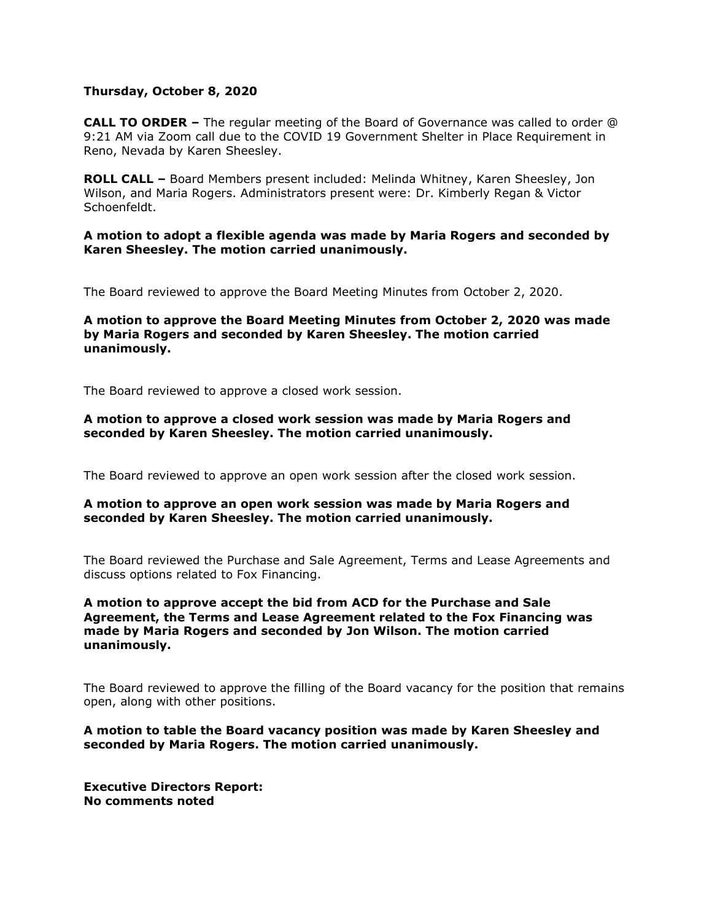**Thursday, October 8, 2020**

**CALL TO ORDER –** The regular meeting of the Board of Governance was called to order @ 9:21 AM via Zoom call due to the COVID 19 Government Shelter in Place Requirement in Reno, Nevada by Karen Sheesley.

**ROLL CALL –** Board Members present included: Melinda Whitney, Karen Sheesley, Jon Wilson, and Maria Rogers. Administrators present were: Dr. Kimberly Regan & Victor Schoenfeldt.

**A motion to adopt a flexible agenda was made by Maria Rogers and seconded by Karen Sheesley. The motion carried unanimously.**

The Board reviewed to approve the Board Meeting Minutes from October 2, 2020.

**A motion to approve the Board Meeting Minutes from October 2, 2020 was made by Maria Rogers and seconded by Karen Sheesley. The motion carried unanimously.**

The Board reviewed to approve a closed work session.

**A motion to approve a closed work session was made by Maria Rogers and seconded by Karen Sheesley. The motion carried unanimously.**

The Board reviewed to approve an open work session after the closed work session.

**A motion to approve an open work session was made by Maria Rogers and seconded by Karen Sheesley. The motion carried unanimously.**

The Board reviewed the Purchase and Sale Agreement, Terms and Lease Agreements and discuss options related to Fox Financing.

**A motion to approve accept the bid from ACD for the Purchase and Sale Agreement, the Terms and Lease Agreement related to the Fox Financing was made by Maria Rogers and seconded by Jon Wilson. The motion carried unanimously.**

The Board reviewed to approve the filling of the Board vacancy for the position that remains open, along with other positions.

**A motion to table the Board vacancy position was made by Karen Sheesley and seconded by Maria Rogers. The motion carried unanimously.**

**Executive Directors Report:**
**No comments noted**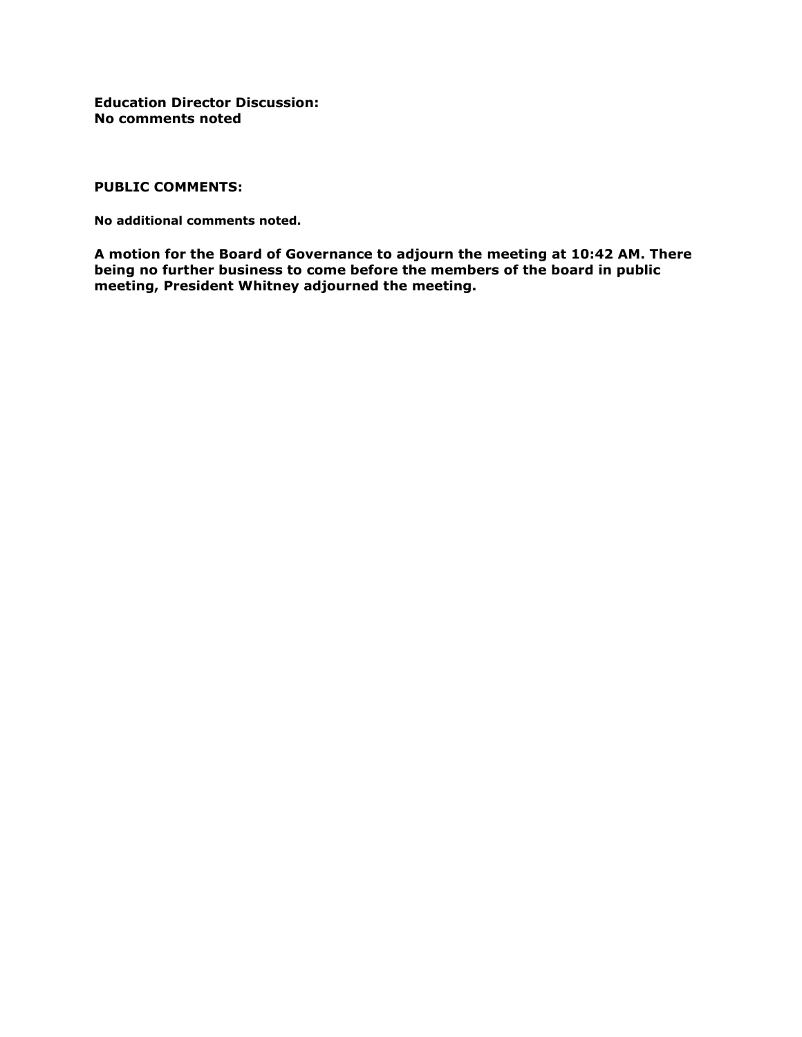**Education Director Discussion:**
**No comments noted**

**PUBLIC COMMENTS:**

**No additional comments noted.**

**A motion for the Board of Governance to adjourn the meeting at 10:42 AM. There being no further business to come before the members of the board in public meeting, President Whitney adjourned the meeting.**